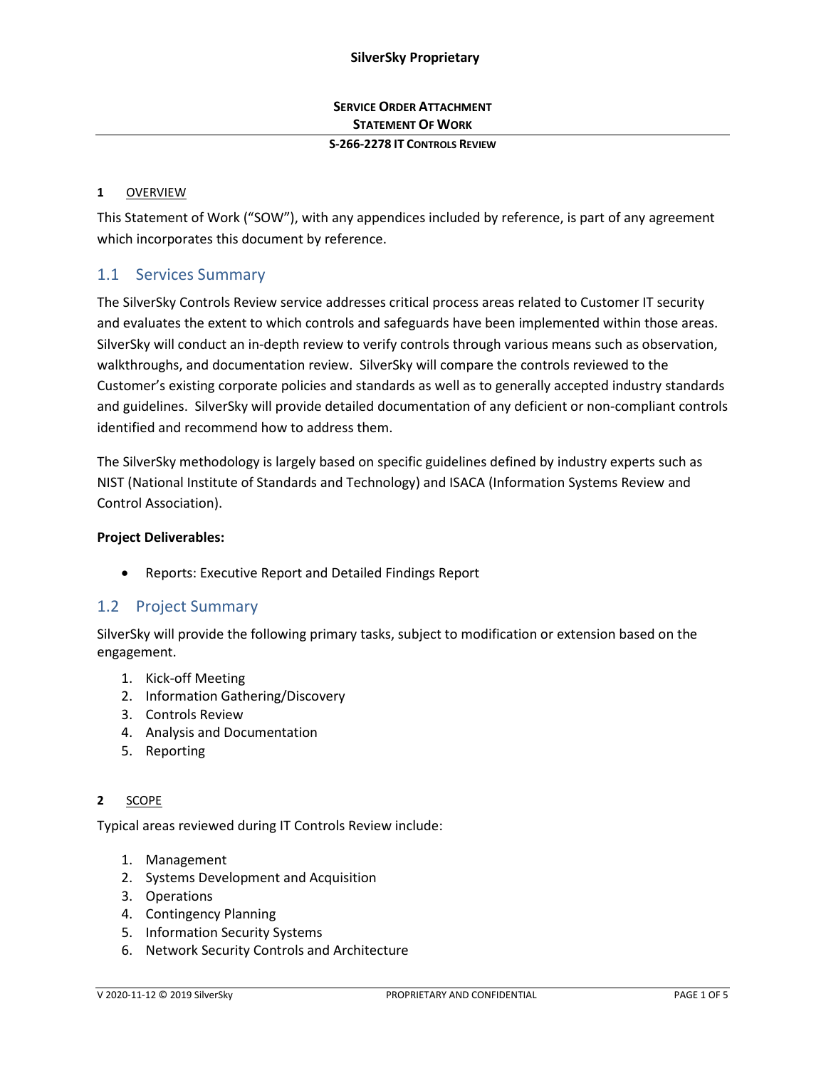**Service Order Attachment**
**Statement Of Work**

**S-266-2278 IT Controls Review**

## 1 OVERVIEW

This Statement of Work ("SOW"), with any appendices included by reference, is part of any agreement which incorporates this document by reference.

### 1.1 Services Summary

The SilverSky Controls Review service addresses critical process areas related to Customer IT security and evaluates the extent to which controls and safeguards have been implemented within those areas. SilverSky will conduct an in-depth review to verify controls through various means such as observation, walkthroughs, and documentation review. SilverSky will compare the controls reviewed to the Customer's existing corporate policies and standards as well as to generally accepted industry standards and guidelines. SilverSky will provide detailed documentation of any deficient or non-compliant controls identified and recommend how to address them.

The SilverSky methodology is largely based on specific guidelines defined by industry experts such as NIST (National Institute of Standards and Technology) and ISACA (Information Systems Review and Control Association).

**Project Deliverables:**

- Reports: Executive Report and Detailed Findings Report

### 1.2 Project Summary

SilverSky will provide the following primary tasks, subject to modification or extension based on the engagement.

1. Kick-off Meeting
2. Information Gathering/Discovery
3. Controls Review
4. Analysis and Documentation
5. Reporting

## 2 SCOPE

Typical areas reviewed during IT Controls Review include:

1. Management
2. Systems Development and Acquisition
3. Operations
4. Contingency Planning
5. Information Security Systems
6. Network Security Controls and Architecture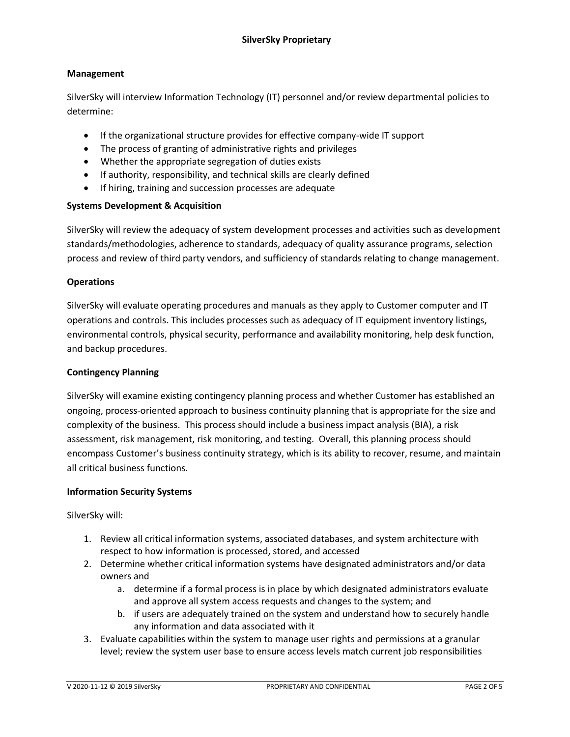**Management**

SilverSky will interview Information Technology (IT) personnel and/or review departmental policies to determine:

- If the organizational structure provides for effective company-wide IT support
- The process of granting of administrative rights and privileges
- Whether the appropriate segregation of duties exists
- If authority, responsibility, and technical skills are clearly defined
- If hiring, training and succession processes are adequate

**Systems Development & Acquisition**

SilverSky will review the adequacy of system development processes and activities such as development standards/methodologies, adherence to standards, adequacy of quality assurance programs, selection process and review of third party vendors, and sufficiency of standards relating to change management.

**Operations**

SilverSky will evaluate operating procedures and manuals as they apply to Customer computer and IT operations and controls. This includes processes such as adequacy of IT equipment inventory listings, environmental controls, physical security, performance and availability monitoring, help desk function, and backup procedures.

**Contingency Planning**

SilverSky will examine existing contingency planning process and whether Customer has established an ongoing, process-oriented approach to business continuity planning that is appropriate for the size and complexity of the business. This process should include a business impact analysis (BIA), a risk assessment, risk management, risk monitoring, and testing. Overall, this planning process should encompass Customer's business continuity strategy, which is its ability to recover, resume, and maintain all critical business functions.

**Information Security Systems**

SilverSky will:

1. Review all critical information systems, associated databases, and system architecture with respect to how information is processed, stored, and accessed
2. Determine whether critical information systems have designated administrators and/or data owners and
    a. determine if a formal process is in place by which designated administrators evaluate and approve all system access requests and changes to the system; and
    b. if users are adequately trained on the system and understand how to securely handle any information and data associated with it
3. Evaluate capabilities within the system to manage user rights and permissions at a granular level; review the system user base to ensure access levels match current job responsibilities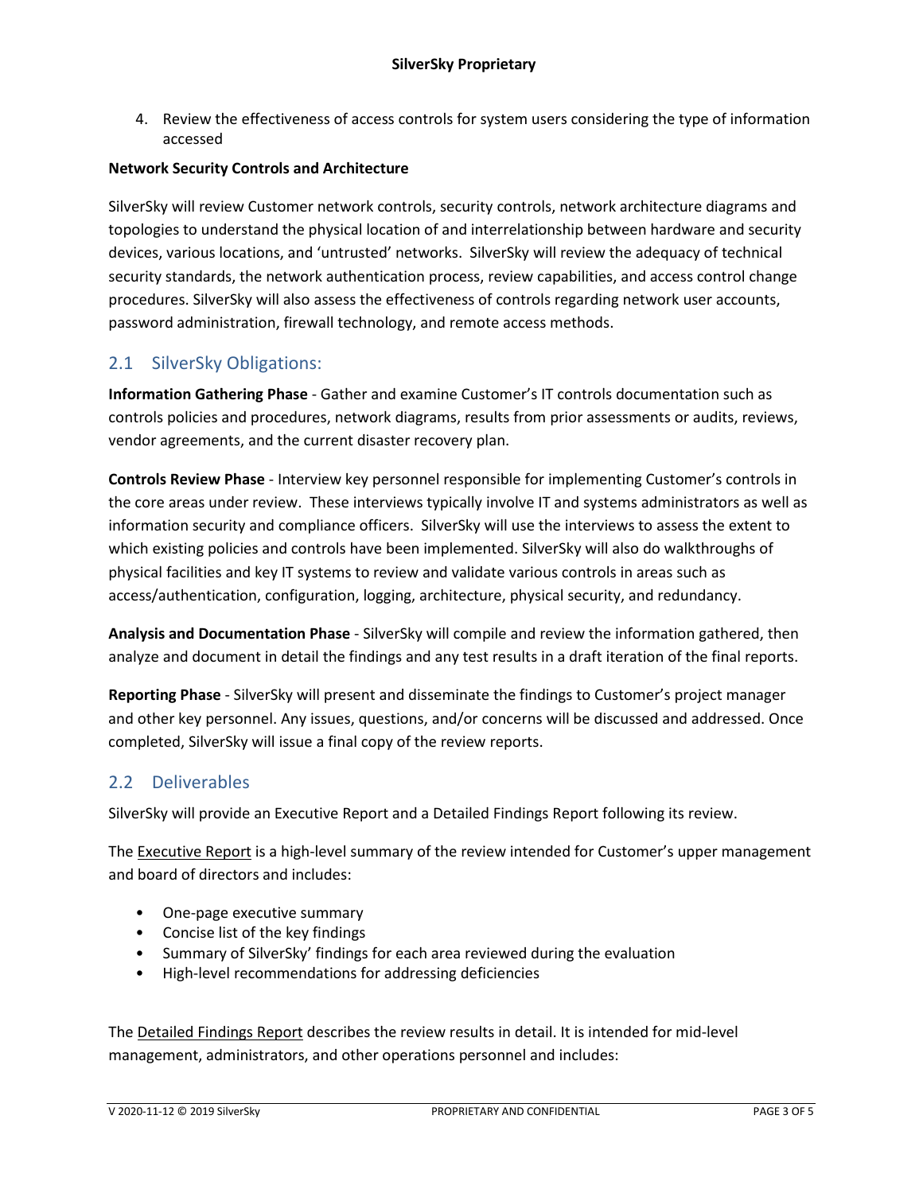4. Review the effectiveness of access controls for system users considering the type of information accessed

**Network Security Controls and Architecture**

SilverSky will review Customer network controls, security controls, network architecture diagrams and topologies to understand the physical location of and interrelationship between hardware and security devices, various locations, and 'untrusted' networks. SilverSky will review the adequacy of technical security standards, the network authentication process, review capabilities, and access control change procedures. SilverSky will also assess the effectiveness of controls regarding network user accounts, password administration, firewall technology, and remote access methods.

## 2.1 SilverSky Obligations:

**Information Gathering Phase** - Gather and examine Customer's IT controls documentation such as controls policies and procedures, network diagrams, results from prior assessments or audits, reviews, vendor agreements, and the current disaster recovery plan.

**Controls Review Phase** - Interview key personnel responsible for implementing Customer's controls in the core areas under review. These interviews typically involve IT and systems administrators as well as information security and compliance officers. SilverSky will use the interviews to assess the extent to which existing policies and controls have been implemented. SilverSky will also do walkthroughs of physical facilities and key IT systems to review and validate various controls in areas such as access/authentication, configuration, logging, architecture, physical security, and redundancy.

**Analysis and Documentation Phase** - SilverSky will compile and review the information gathered, then analyze and document in detail the findings and any test results in a draft iteration of the final reports.

**Reporting Phase** - SilverSky will present and disseminate the findings to Customer's project manager and other key personnel. Any issues, questions, and/or concerns will be discussed and addressed. Once completed, SilverSky will issue a final copy of the review reports.

## 2.2 Deliverables

SilverSky will provide an Executive Report and a Detailed Findings Report following its review.

The Executive Report is a high-level summary of the review intended for Customer's upper management and board of directors and includes:

- One-page executive summary
- Concise list of the key findings
- Summary of SilverSky' findings for each area reviewed during the evaluation
- High-level recommendations for addressing deficiencies

The Detailed Findings Report describes the review results in detail. It is intended for mid-level management, administrators, and other operations personnel and includes: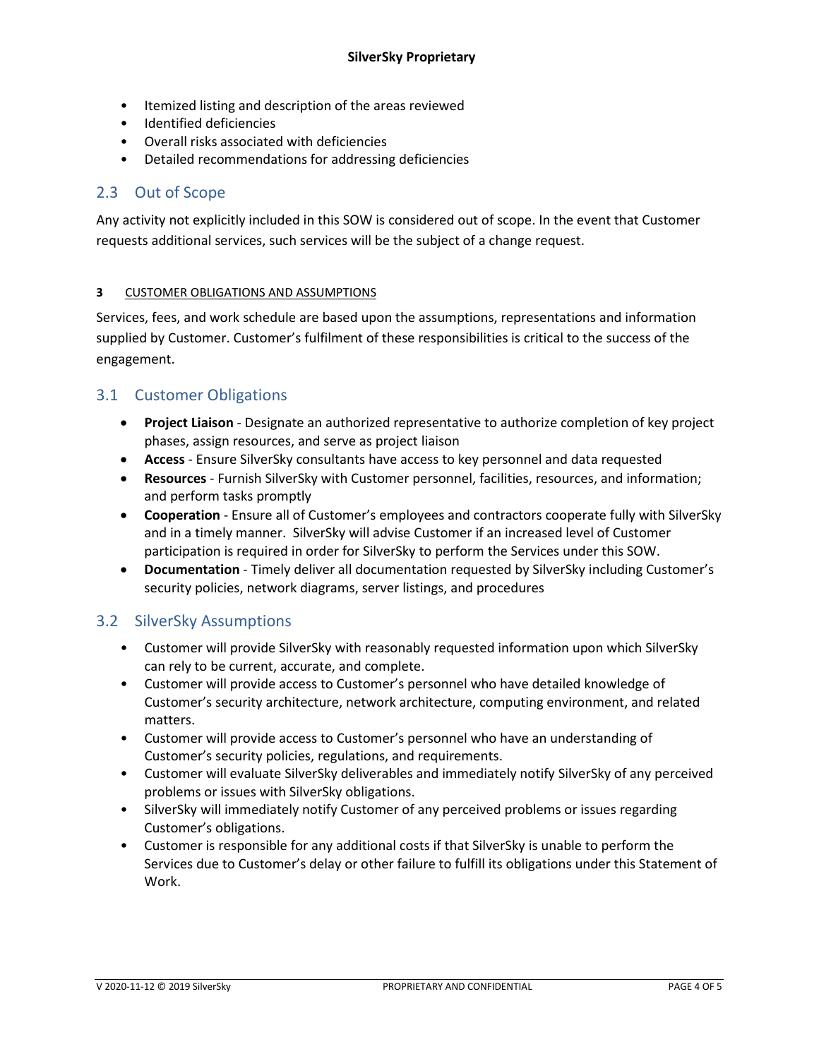- Itemized listing and description of the areas reviewed
- Identified deficiencies
- Overall risks associated with deficiencies
- Detailed recommendations for addressing deficiencies

## 2.3 Out of Scope

Any activity not explicitly included in this SOW is considered out of scope. In the event that Customer requests additional services, such services will be the subject of a change request.

# 3 CUSTOMER OBLIGATIONS AND ASSUMPTIONS

Services, fees, and work schedule are based upon the assumptions, representations and information supplied by Customer. Customer's fulfilment of these responsibilities is critical to the success of the engagement.

## 3.1 Customer Obligations

- **Project Liaison** - Designate an authorized representative to authorize completion of key project phases, assign resources, and serve as project liaison
- **Access** - Ensure SilverSky consultants have access to key personnel and data requested
- **Resources** - Furnish SilverSky with Customer personnel, facilities, resources, and information; and perform tasks promptly
- **Cooperation** - Ensure all of Customer's employees and contractors cooperate fully with SilverSky and in a timely manner. SilverSky will advise Customer if an increased level of Customer participation is required in order for SilverSky to perform the Services under this SOW.
- **Documentation** - Timely deliver all documentation requested by SilverSky including Customer's security policies, network diagrams, server listings, and procedures

## 3.2 SilverSky Assumptions

- Customer will provide SilverSky with reasonably requested information upon which SilverSky can rely to be current, accurate, and complete.
- Customer will provide access to Customer's personnel who have detailed knowledge of Customer's security architecture, network architecture, computing environment, and related matters.
- Customer will provide access to Customer's personnel who have an understanding of Customer's security policies, regulations, and requirements.
- Customer will evaluate SilverSky deliverables and immediately notify SilverSky of any perceived problems or issues with SilverSky obligations.
- SilverSky will immediately notify Customer of any perceived problems or issues regarding Customer's obligations.
- Customer is responsible for any additional costs if that SilverSky is unable to perform the Services due to Customer's delay or other failure to fulfill its obligations under this Statement of Work.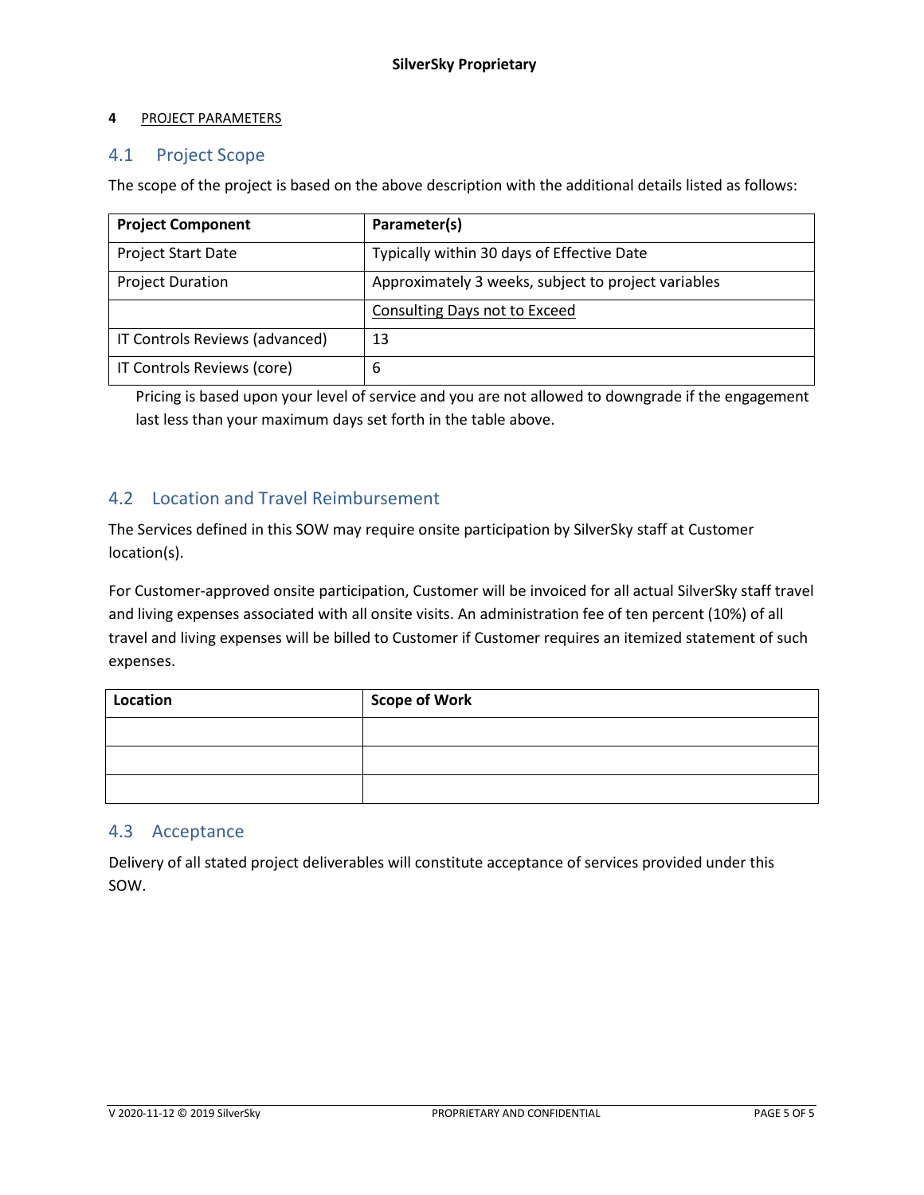## 4 PROJECT PARAMETERS

### 4.1 Project Scope

The scope of the project is based on the above description with the additional details listed as follows:

| Project Component | Parameter(s) |
|---|---|
| Project Start Date | Typically within 30 days of Effective Date |
| Project Duration | Approximately 3 weeks, subject to project variables |
| | Consulting Days not to Exceed |
| IT Controls Reviews (advanced) | 13 |
| IT Controls Reviews (core) | 6 |

Pricing is based upon your level of service and you are not allowed to downgrade if the engagement last less than your maximum days set forth in the table above.

### 4.2 Location and Travel Reimbursement

The Services defined in this SOW may require onsite participation by SilverSky staff at Customer location(s).

For Customer-approved onsite participation, Customer will be invoiced for all actual SilverSky staff travel and living expenses associated with all onsite visits. An administration fee of ten percent (10%) of all travel and living expenses will be billed to Customer if Customer requires an itemized statement of such expenses.

| Location | Scope of Work |
|---|---|
| | |
| | |
| | |

### 4.3 Acceptance

Delivery of all stated project deliverables will constitute acceptance of services provided under this SOW.